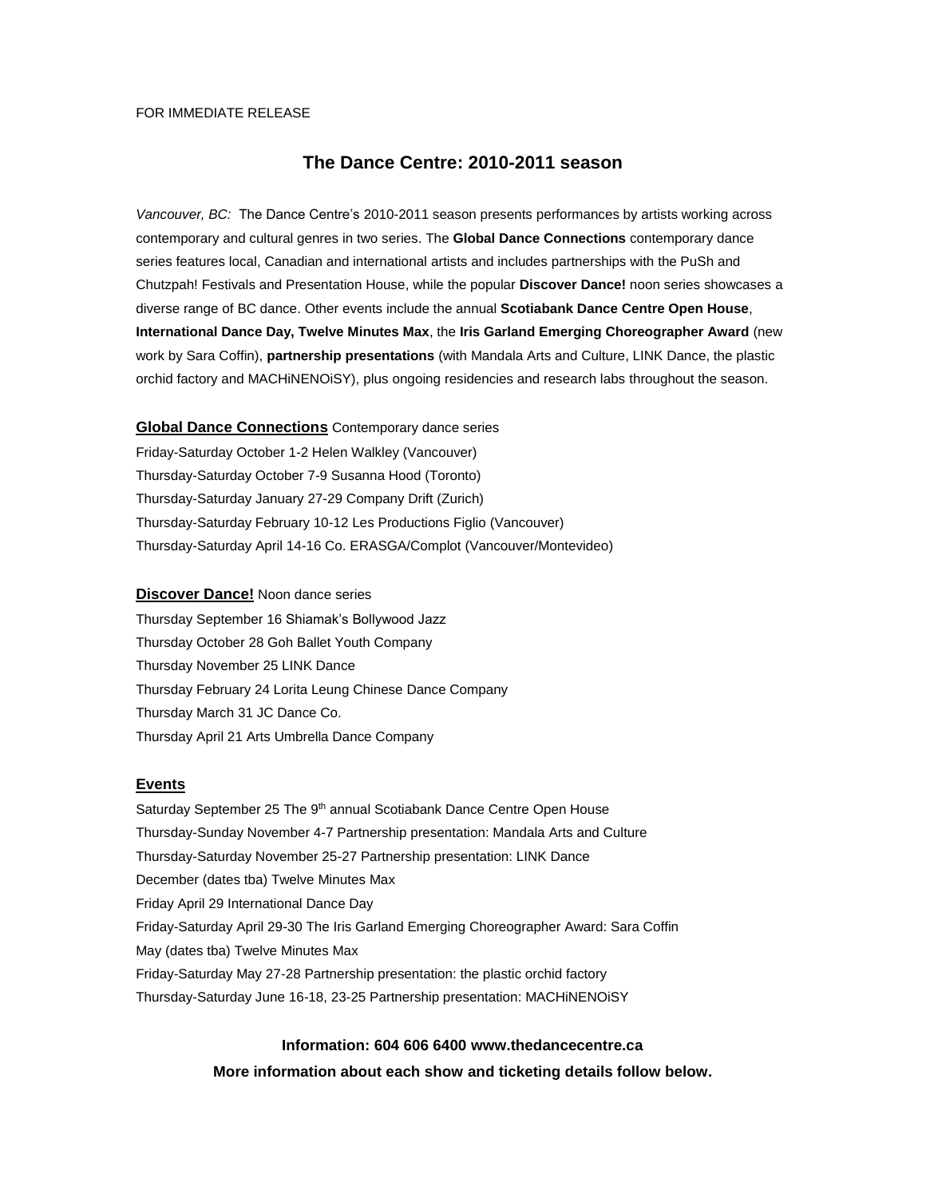FOR IMMEDIATE RELEASE

# The Dance Centre: 2010-2011 season

*Vancouver, BC:* The Dance Centre's 2010-2011 season presents performances by artists working across contemporary and cultural genres in two series. The **Global Dance Connections** contemporary dance series features local, Canadian and international artists and includes partnerships with the PuSh and Chutzpah! Festivals and Presentation House, while the popular **Discover Dance!** noon series showcases a diverse range of BC dance. Other events include the annual **Scotiabank Dance Centre Open House**, **International Dance Day, Twelve Minutes Max**, the **Iris Garland Emerging Choreographer Award** (new work by Sara Coffin), **partnership presentations** (with Mandala Arts and Culture, LINK Dance, the plastic orchid factory and MACHiNENOiSY), plus ongoing residencies and research labs throughout the season.

**Global Dance Connections** Contemporary dance series

Friday-Saturday October 1-2 Helen Walkley (Vancouver)
Thursday-Saturday October 7-9 Susanna Hood (Toronto)
Thursday-Saturday January 27-29 Company Drift (Zurich)
Thursday-Saturday February 10-12 Les Productions Figlio (Vancouver)
Thursday-Saturday April 14-16 Co. ERASGA/Complot (Vancouver/Montevideo)

**Discover Dance!** Noon dance series

Thursday September 16 Shiamak's Bollywood Jazz
Thursday October 28 Goh Ballet Youth Company
Thursday November 25 LINK Dance
Thursday February 24 Lorita Leung Chinese Dance Company
Thursday March 31 JC Dance Co.
Thursday April 21 Arts Umbrella Dance Company

**Events**

Saturday September 25 The 9th annual Scotiabank Dance Centre Open House
Thursday-Sunday November 4-7 Partnership presentation: Mandala Arts and Culture
Thursday-Saturday November 25-27 Partnership presentation: LINK Dance
December (dates tba) Twelve Minutes Max
Friday April 29 International Dance Day
Friday-Saturday April 29-30 The Iris Garland Emerging Choreographer Award: Sara Coffin
May (dates tba) Twelve Minutes Max
Friday-Saturday May 27-28 Partnership presentation: the plastic orchid factory
Thursday-Saturday June 16-18, 23-25 Partnership presentation: MACHiNENOiSY

**Information: 604 606 6400 www.thedancecentre.ca**

**More information about each show and ticketing details follow below.**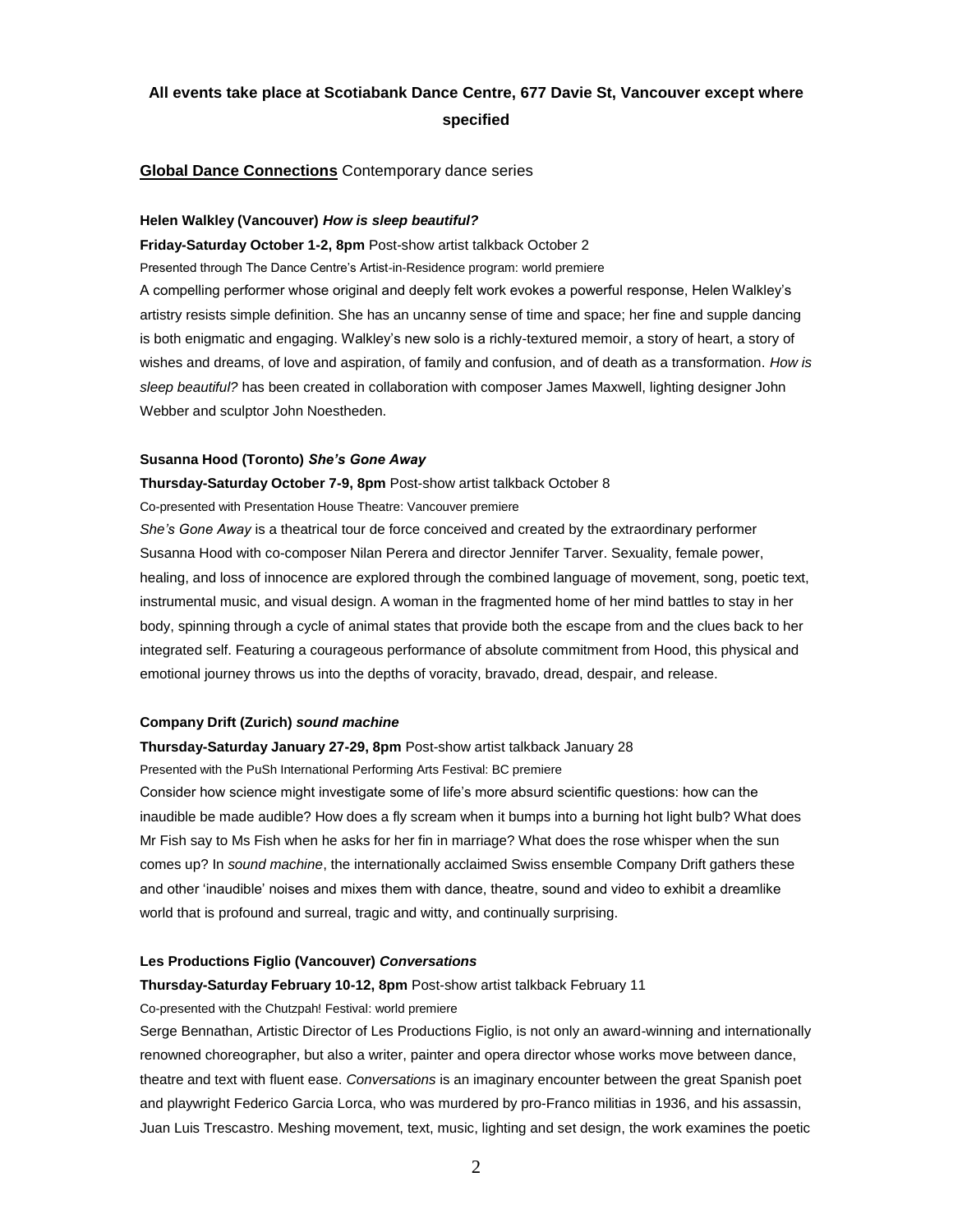**All events take place at Scotiabank Dance Centre, 677 Davie St, Vancouver except where specified**

**Global Dance Connections** Contemporary dance series

**Helen Walkley (Vancouver) *How is sleep beautiful?***

**Friday-Saturday October 1-2, 8pm** Post-show artist talkback October 2

Presented through The Dance Centre's Artist-in-Residence program: world premiere

A compelling performer whose original and deeply felt work evokes a powerful response, Helen Walkley's artistry resists simple definition. She has an uncanny sense of time and space; her fine and supple dancing is both enigmatic and engaging. Walkley's new solo is a richly-textured memoir, a story of heart, a story of wishes and dreams, of love and aspiration, of family and confusion, and of death as a transformation. *How is sleep beautiful?* has been created in collaboration with composer James Maxwell, lighting designer John Webber and sculptor John Noestheden.

**Susanna Hood (Toronto) *She's Gone Away***

**Thursday-Saturday October 7-9, 8pm** Post-show artist talkback October 8

Co-presented with Presentation House Theatre: Vancouver premiere

*She's Gone Away* is a theatrical tour de force conceived and created by the extraordinary performer Susanna Hood with co-composer Nilan Perera and director Jennifer Tarver. Sexuality, female power, healing, and loss of innocence are explored through the combined language of movement, song, poetic text, instrumental music, and visual design. A woman in the fragmented home of her mind battles to stay in her body, spinning through a cycle of animal states that provide both the escape from and the clues back to her integrated self. Featuring a courageous performance of absolute commitment from Hood, this physical and emotional journey throws us into the depths of voracity, bravado, dread, despair, and release.

**Company Drift (Zurich) *sound machine***

**Thursday-Saturday January 27-29, 8pm** Post-show artist talkback January 28

Presented with the PuSh International Performing Arts Festival: BC premiere

Consider how science might investigate some of life's more absurd scientific questions: how can the inaudible be made audible? How does a fly scream when it bumps into a burning hot light bulb? What does Mr Fish say to Ms Fish when he asks for her fin in marriage? What does the rose whisper when the sun comes up? In *sound machine*, the internationally acclaimed Swiss ensemble Company Drift gathers these and other 'inaudible' noises and mixes them with dance, theatre, sound and video to exhibit a dreamlike world that is profound and surreal, tragic and witty, and continually surprising.

**Les Productions Figlio (Vancouver) *Conversations***

**Thursday-Saturday February 10-12, 8pm** Post-show artist talkback February 11

Co-presented with the Chutzpah! Festival: world premiere

Serge Bennathan, Artistic Director of Les Productions Figlio, is not only an award-winning and internationally renowned choreographer, but also a writer, painter and opera director whose works move between dance, theatre and text with fluent ease. *Conversations* is an imaginary encounter between the great Spanish poet and playwright Federico Garcia Lorca, who was murdered by pro-Franco militias in 1936, and his assassin, Juan Luis Trescastro. Meshing movement, text, music, lighting and set design, the work examines the poetic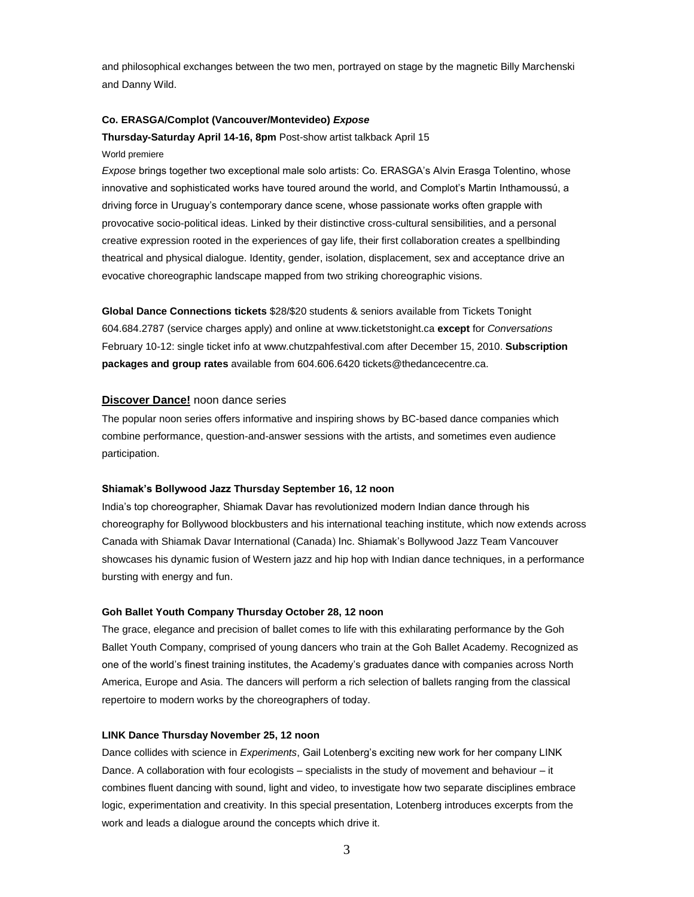and philosophical exchanges between the two men, portrayed on stage by the magnetic Billy Marchenski and Danny Wild.

**Co. ERASGA/Complot (Vancouver/Montevideo) *Expose***

**Thursday-Saturday April 14-16, 8pm** Post-show artist talkback April 15

World premiere

*Expose* brings together two exceptional male solo artists: Co. ERASGA's Alvin Erasga Tolentino, whose innovative and sophisticated works have toured around the world, and Complot's Martin Inthamoussú, a driving force in Uruguay's contemporary dance scene, whose passionate works often grapple with provocative socio-political ideas. Linked by their distinctive cross-cultural sensibilities, and a personal creative expression rooted in the experiences of gay life, their first collaboration creates a spellbinding theatrical and physical dialogue. Identity, gender, isolation, displacement, sex and acceptance drive an evocative choreographic landscape mapped from two striking choreographic visions.

**Global Dance Connections tickets** $28/$20 students & seniors available from Tickets Tonight 604.684.2787 (service charges apply) and online at www.ticketstonight.ca **except** for *Conversations* February 10-12: single ticket info at www.chutzpahfestival.com after December 15, 2010. **Subscription packages and group rates** available from 604.606.6420 tickets@thedancecentre.ca.

## **Discover Dance!** noon dance series

The popular noon series offers informative and inspiring shows by BC-based dance companies which combine performance, question-and-answer sessions with the artists, and sometimes even audience participation.

**Shiamak's Bollywood Jazz Thursday September 16, 12 noon**

India's top choreographer, Shiamak Davar has revolutionized modern Indian dance through his choreography for Bollywood blockbusters and his international teaching institute, which now extends across Canada with Shiamak Davar International (Canada) Inc. Shiamak's Bollywood Jazz Team Vancouver showcases his dynamic fusion of Western jazz and hip hop with Indian dance techniques, in a performance bursting with energy and fun.

**Goh Ballet Youth Company Thursday October 28, 12 noon**

The grace, elegance and precision of ballet comes to life with this exhilarating performance by the Goh Ballet Youth Company, comprised of young dancers who train at the Goh Ballet Academy. Recognized as one of the world's finest training institutes, the Academy's graduates dance with companies across North America, Europe and Asia. The dancers will perform a rich selection of ballets ranging from the classical repertoire to modern works by the choreographers of today.

**LINK Dance Thursday November 25, 12 noon**

Dance collides with science in *Experiments*, Gail Lotenberg's exciting new work for her company LINK Dance. A collaboration with four ecologists – specialists in the study of movement and behaviour – it combines fluent dancing with sound, light and video, to investigate how two separate disciplines embrace logic, experimentation and creativity. In this special presentation, Lotenberg introduces excerpts from the work and leads a dialogue around the concepts which drive it.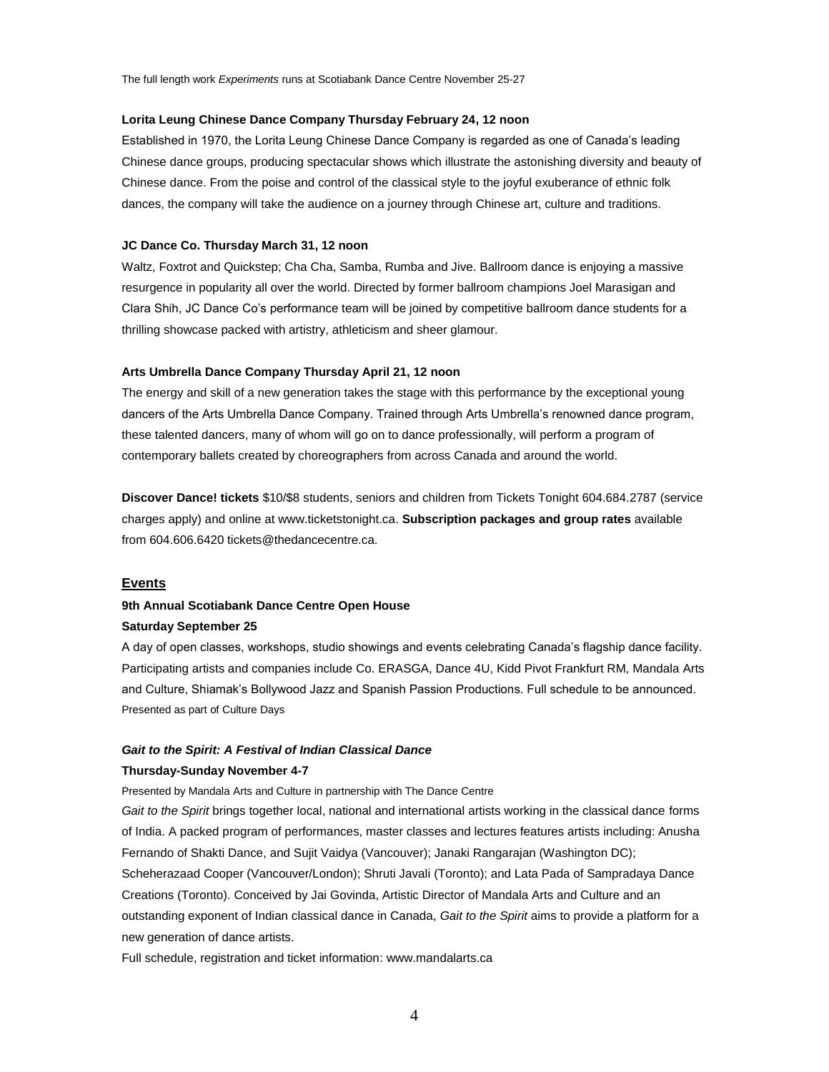The full length work *Experiments* runs at Scotiabank Dance Centre November 25-27

**Lorita Leung Chinese Dance Company Thursday February 24, 12 noon**

Established in 1970, the Lorita Leung Chinese Dance Company is regarded as one of Canada's leading Chinese dance groups, producing spectacular shows which illustrate the astonishing diversity and beauty of Chinese dance. From the poise and control of the classical style to the joyful exuberance of ethnic folk dances, the company will take the audience on a journey through Chinese art, culture and traditions.

**JC Dance Co. Thursday March 31, 12 noon**

Waltz, Foxtrot and Quickstep; Cha Cha, Samba, Rumba and Jive. Ballroom dance is enjoying a massive resurgence in popularity all over the world. Directed by former ballroom champions Joel Marasigan and Clara Shih, JC Dance Co's performance team will be joined by competitive ballroom dance students for a thrilling showcase packed with artistry, athleticism and sheer glamour.

**Arts Umbrella Dance Company Thursday April 21, 12 noon**

The energy and skill of a new generation takes the stage with this performance by the exceptional young dancers of the Arts Umbrella Dance Company. Trained through Arts Umbrella's renowned dance program, these talented dancers, many of whom will go on to dance professionally, will perform a program of contemporary ballets created by choreographers from across Canada and around the world.

**Discover Dance! tickets** $10/$8 students, seniors and children from Tickets Tonight 604.684.2787 (service charges apply) and online at www.ticketstonight.ca. **Subscription packages and group rates** available from 604.606.6420 tickets@thedancecentre.ca.

## Events

**9th Annual Scotiabank Dance Centre Open House**
**Saturday September 25**

A day of open classes, workshops, studio showings and events celebrating Canada's flagship dance facility. Participating artists and companies include Co. ERASGA, Dance 4U, Kidd Pivot Frankfurt RM, Mandala Arts and Culture, Shiamak's Bollywood Jazz and Spanish Passion Productions. Full schedule to be announced.
Presented as part of Culture Days

***Gait to the Spirit: A Festival of Indian Classical Dance***
**Thursday-Sunday November 4-7**

Presented by Mandala Arts and Culture in partnership with The Dance Centre

*Gait to the Spirit* brings together local, national and international artists working in the classical dance forms of India. A packed program of performances, master classes and lectures features artists including: Anusha Fernando of Shakti Dance, and Sujit Vaidya (Vancouver); Janaki Rangarajan (Washington DC); Scheherazaad Cooper (Vancouver/London); Shruti Javali (Toronto); and Lata Pada of Sampradaya Dance Creations (Toronto). Conceived by Jai Govinda, Artistic Director of Mandala Arts and Culture and an outstanding exponent of Indian classical dance in Canada, *Gait to the Spirit* aims to provide a platform for a new generation of dance artists.

Full schedule, registration and ticket information: www.mandalarts.ca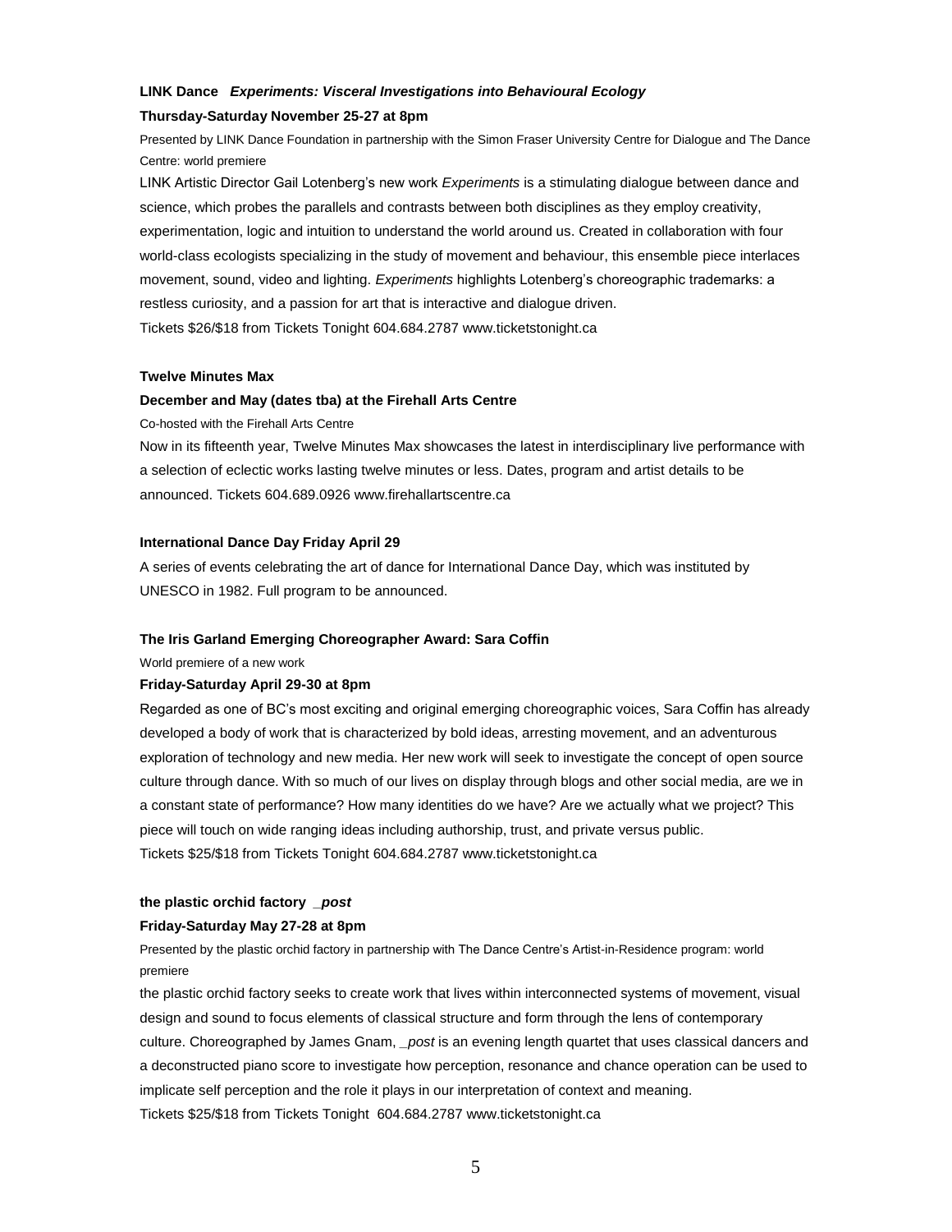**LINK Dance** ***Experiments: Visceral Investigations into Behavioural Ecology***

**Thursday-Saturday November 25-27 at 8pm**

Presented by LINK Dance Foundation in partnership with the Simon Fraser University Centre for Dialogue and The Dance Centre: world premiere

LINK Artistic Director Gail Lotenberg's new work *Experiments* is a stimulating dialogue between dance and science, which probes the parallels and contrasts between both disciplines as they employ creativity, experimentation, logic and intuition to understand the world around us. Created in collaboration with four world-class ecologists specializing in the study of movement and behaviour, this ensemble piece interlaces movement, sound, video and lighting. *Experiments* highlights Lotenberg's choreographic trademarks: a restless curiosity, and a passion for art that is interactive and dialogue driven.

Tickets $26/$18 from Tickets Tonight 604.684.2787 www.ticketstonight.ca

**Twelve Minutes Max**

**December and May (dates tba) at the Firehall Arts Centre**

Co-hosted with the Firehall Arts Centre

Now in its fifteenth year, Twelve Minutes Max showcases the latest in interdisciplinary live performance with a selection of eclectic works lasting twelve minutes or less. Dates, program and artist details to be announced. Tickets 604.689.0926 www.firehallartscentre.ca

**International Dance Day Friday April 29**

A series of events celebrating the art of dance for International Dance Day, which was instituted by UNESCO in 1982. Full program to be announced.

**The Iris Garland Emerging Choreographer Award: Sara Coffin**

World premiere of a new work

**Friday-Saturday April 29-30 at 8pm**

Regarded as one of BC's most exciting and original emerging choreographic voices, Sara Coffin has already developed a body of work that is characterized by bold ideas, arresting movement, and an adventurous exploration of technology and new media. Her new work will seek to investigate the concept of open source culture through dance. With so much of our lives on display through blogs and other social media, are we in a constant state of performance? How many identities do we have? Are we actually what we project? This piece will touch on wide ranging ideas including authorship, trust, and private versus public.

Tickets $25/$18 from Tickets Tonight 604.684.2787 www.ticketstonight.ca

**the plastic orchid factory** ***_post***

**Friday-Saturday May 27-28 at 8pm**

Presented by the plastic orchid factory in partnership with The Dance Centre's Artist-in-Residence program: world premiere

the plastic orchid factory seeks to create work that lives within interconnected systems of movement, visual design and sound to focus elements of classical structure and form through the lens of contemporary culture. Choreographed by James Gnam, *_post* is an evening length quartet that uses classical dancers and a deconstructed piano score to investigate how perception, resonance and chance operation can be used to implicate self perception and the role it plays in our interpretation of context and meaning.

Tickets $25/$18 from Tickets Tonight 604.684.2787 www.ticketstonight.ca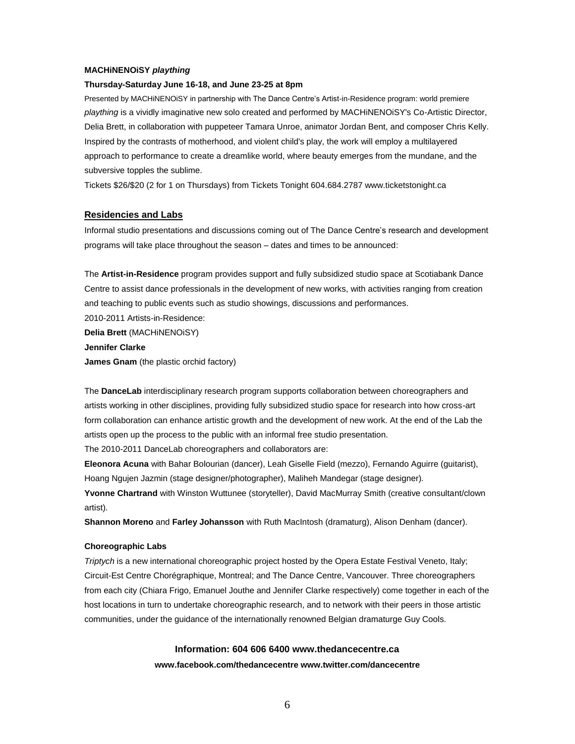**MACHiNENOiSY *plaything***

**Thursday-Saturday June 16-18, and June 23-25 at 8pm**

Presented by MACHiNENOiSY in partnership with The Dance Centre's Artist-in-Residence program: world premiere

*plaything* is a vividly imaginative new solo created and performed by MACHiNENOiSY's Co-Artistic Director, Delia Brett, in collaboration with puppeteer Tamara Unroe, animator Jordan Bent, and composer Chris Kelly. Inspired by the contrasts of motherhood, and violent child's play, the work will employ a multilayered approach to performance to create a dreamlike world, where beauty emerges from the mundane, and the subversive topples the sublime.

Tickets $26/$20 (2 for 1 on Thursdays) from Tickets Tonight 604.684.2787 www.ticketstonight.ca

## Residencies and Labs

Informal studio presentations and discussions coming out of The Dance Centre's research and development programs will take place throughout the season – dates and times to be announced:

The **Artist-in-Residence** program provides support and fully subsidized studio space at Scotiabank Dance Centre to assist dance professionals in the development of new works, with activities ranging from creation and teaching to public events such as studio showings, discussions and performances.

2010-2011 Artists-in-Residence:

**Delia Brett** (MACHiNENOiSY)

**Jennifer Clarke**

**James Gnam** (the plastic orchid factory)

The **DanceLab** interdisciplinary research program supports collaboration between choreographers and artists working in other disciplines, providing fully subsidized studio space for research into how cross-art form collaboration can enhance artistic growth and the development of new work. At the end of the Lab the artists open up the process to the public with an informal free studio presentation.

The 2010-2011 DanceLab choreographers and collaborators are:

**Eleonora Acuna** with Bahar Bolourian (dancer), Leah Giselle Field (mezzo), Fernando Aguirre (guitarist), Hoang Ngujen Jazmin (stage designer/photographer), Maliheh Mandegar (stage designer).

**Yvonne Chartrand** with Winston Wuttunee (storyteller), David MacMurray Smith (creative consultant/clown artist).

**Shannon Moreno** and **Farley Johansson** with Ruth MacIntosh (dramaturg), Alison Denham (dancer).

**Choreographic Labs**

*Triptych* is a new international choreographic project hosted by the Opera Estate Festival Veneto, Italy; Circuit-Est Centre Chorégraphique, Montreal; and The Dance Centre, Vancouver. Three choreographers from each city (Chiara Frigo, Emanuel Jouthe and Jennifer Clarke respectively) come together in each of the host locations in turn to undertake choreographic research, and to network with their peers in those artistic communities, under the guidance of the internationally renowned Belgian dramaturge Guy Cools.

**Information: 604 606 6400 www.thedancecentre.ca**

**www.facebook.com/thedancecentre www.twitter.com/dancecentre**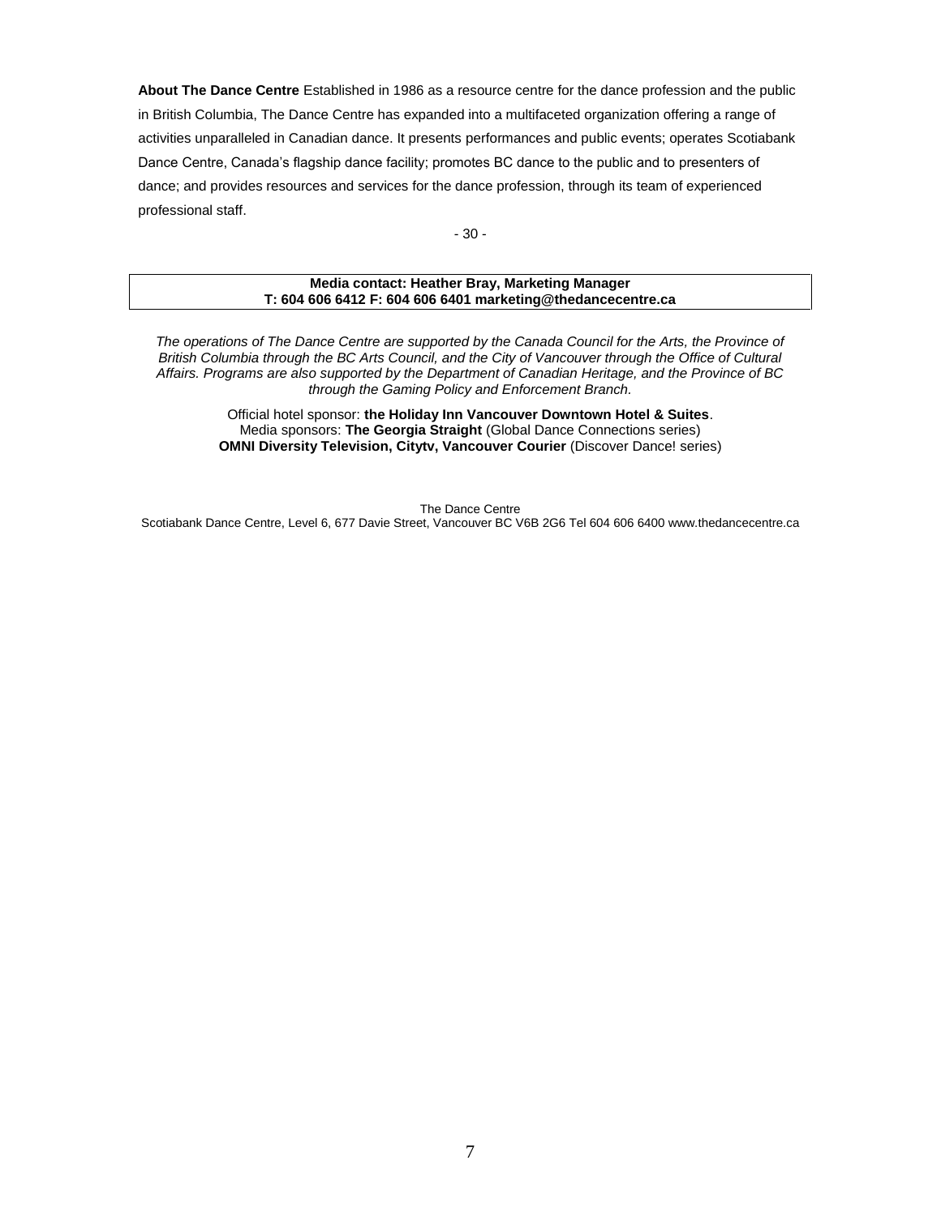**About The Dance Centre** Established in 1986 as a resource centre for the dance profession and the public in British Columbia, The Dance Centre has expanded into a multifaceted organization offering a range of activities unparalleled in Canadian dance. It presents performances and public events; operates Scotiabank Dance Centre, Canada's flagship dance facility; promotes BC dance to the public and to presenters of dance; and provides resources and services for the dance profession, through its team of experienced professional staff.

- 30 -

**Media contact: Heather Bray, Marketing Manager**
**T: 604 606 6412 F: 604 606 6401 marketing@thedancecentre.ca**

*The operations of The Dance Centre are supported by the Canada Council for the Arts, the Province of British Columbia through the BC Arts Council, and the City of Vancouver through the Office of Cultural Affairs. Programs are also supported by the Department of Canadian Heritage, and the Province of BC through the Gaming Policy and Enforcement Branch.*

Official hotel sponsor: **the Holiday Inn Vancouver Downtown Hotel & Suites**.
Media sponsors: **The Georgia Straight** (Global Dance Connections series)
**OMNI Diversity Television, Citytv, Vancouver Courier** (Discover Dance! series)

The Dance Centre
Scotiabank Dance Centre, Level 6, 677 Davie Street, Vancouver BC V6B 2G6 Tel 604 606 6400 www.thedancecentre.ca